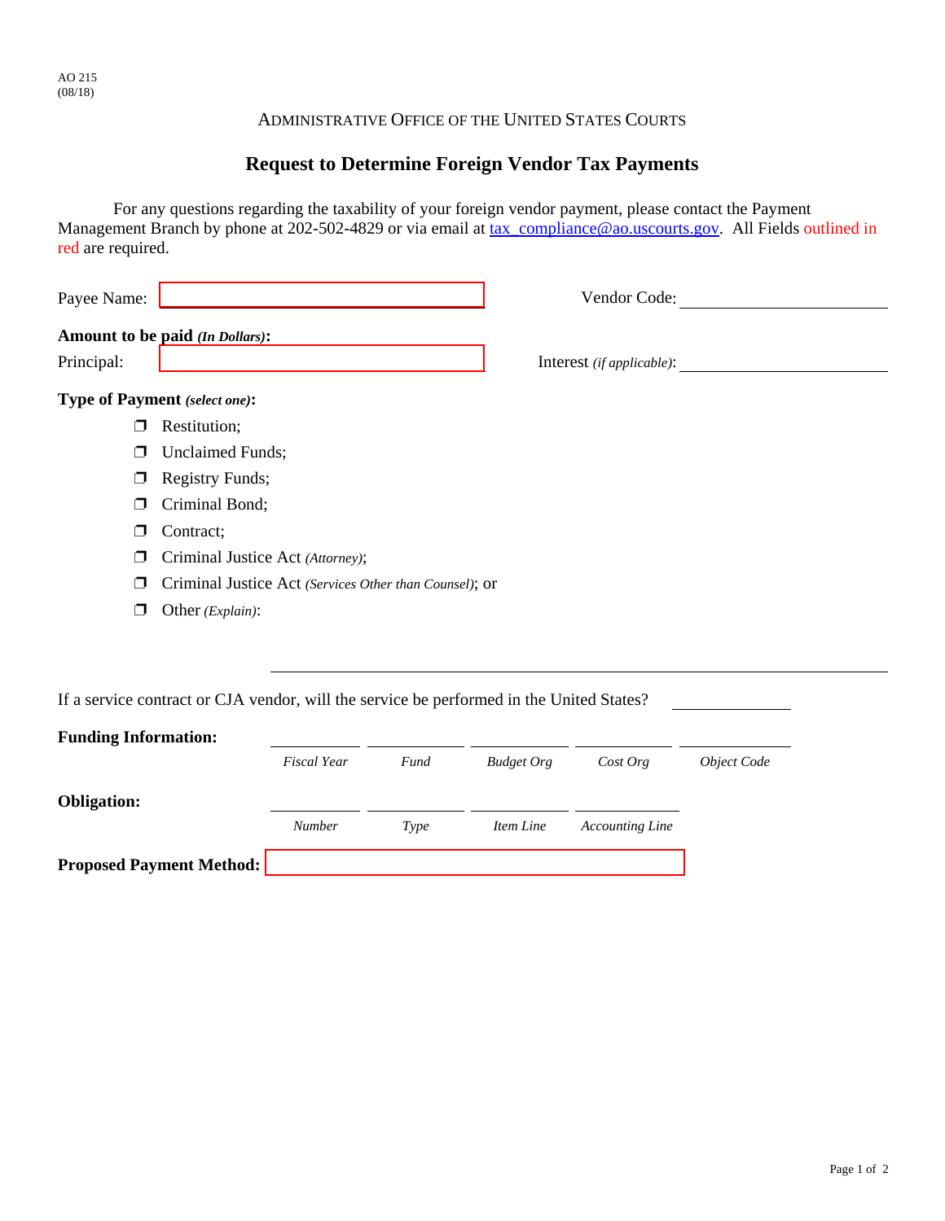AO 215
(08/18)

ADMINISTRATIVE OFFICE OF THE UNITED STATES COURTS

# Request to Determine Foreign Vendor Tax Payments

For any questions regarding the taxability of your foreign vendor payment, please contact the Payment Management Branch by phone at 202-502-4829 or via email at tax_compliance@ao.uscourts.gov. All Fields outlined in red are required.

Payee Name: ____________________ Vendor Code: ____________________

**Amount to be paid** ***(In Dollars)*****:**

Principal: ____________________ Interest *(if applicable)*: ____________________

**Type of Payment** ***(select one)*****:**

- ☐ Restitution;
- ☐ Unclaimed Funds;
- ☐ Registry Funds;
- ☐ Criminal Bond;
- ☐ Contract;
- ☐ Criminal Justice Act *(Attorney)*;
- ☐ Criminal Justice Act *(Services Other than Counsel)*; or
- ☐ Other *(Explain)*:

____________________________________________

If a service contract or CJA vendor, will the service be performed in the United States? ____________

**Funding Information:**

| *Fiscal Year* | *Fund* | *Budget Org* | *Cost Org* | *Object Code* |
|---|---|---|---|---|
| | | | | |

**Obligation:**

| *Number* | *Type* | *Item Line* | *Accounting Line* |
|---|---|---|---|
| | | | |

**Proposed Payment Method:** ____________________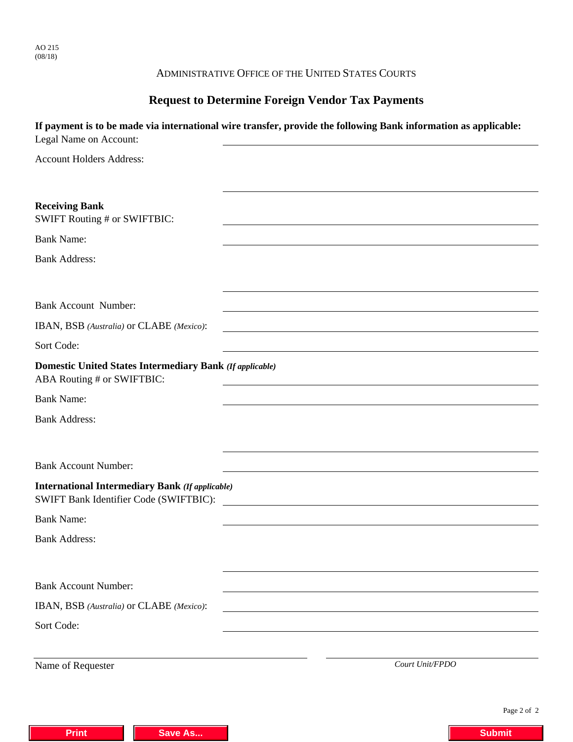AO 215
(08/18)

ADMINISTRATIVE OFFICE OF THE UNITED STATES COURTS

# Request to Determine Foreign Vendor Tax Payments

**If payment is to be made via international wire transfer, provide the following Bank information as applicable:**

Legal Name on Account: \_\_\_\_\_\_\_\_\_\_\_\_\_\_\_\_\_\_\_\_\_\_\_\_\_\_\_\_\_\_\_\_\_\_\_\_\_\_\_\_

Account Holders Address: \_\_\_\_\_\_\_\_\_\_\_\_\_\_\_\_\_\_\_\_\_\_\_\_\_\_\_\_\_\_\_\_\_\_\_\_\_\_\_\_

**Receiving Bank**

SWIFT Routing # or SWIFTBIC: \_\_\_\_\_\_\_\_\_\_\_\_\_\_\_\_\_\_\_\_\_\_\_\_\_\_\_\_\_\_\_\_\_\_\_\_\_\_\_\_

Bank Name: \_\_\_\_\_\_\_\_\_\_\_\_\_\_\_\_\_\_\_\_\_\_\_\_\_\_\_\_\_\_\_\_\_\_\_\_\_\_\_\_

Bank Address: \_\_\_\_\_\_\_\_\_\_\_\_\_\_\_\_\_\_\_\_\_\_\_\_\_\_\_\_\_\_\_\_\_\_\_\_\_\_\_\_

Bank Account Number: \_\_\_\_\_\_\_\_\_\_\_\_\_\_\_\_\_\_\_\_\_\_\_\_\_\_\_\_\_\_\_\_\_\_\_\_\_\_\_\_

IBAN, BSB *(Australia)* or CLABE *(Mexico)*: \_\_\_\_\_\_\_\_\_\_\_\_\_\_\_\_\_\_\_\_\_\_\_\_\_\_\_\_\_\_\_\_\_\_\_\_\_\_\_\_

Sort Code: \_\_\_\_\_\_\_\_\_\_\_\_\_\_\_\_\_\_\_\_\_\_\_\_\_\_\_\_\_\_\_\_\_\_\_\_\_\_\_\_

**Domestic United States Intermediary Bank** ***(If applicable)***

ABA Routing # or SWIFTBIC: \_\_\_\_\_\_\_\_\_\_\_\_\_\_\_\_\_\_\_\_\_\_\_\_\_\_\_\_\_\_\_\_\_\_\_\_\_\_\_\_

Bank Name: \_\_\_\_\_\_\_\_\_\_\_\_\_\_\_\_\_\_\_\_\_\_\_\_\_\_\_\_\_\_\_\_\_\_\_\_\_\_\_\_

Bank Address: \_\_\_\_\_\_\_\_\_\_\_\_\_\_\_\_\_\_\_\_\_\_\_\_\_\_\_\_\_\_\_\_\_\_\_\_\_\_\_\_

Bank Account Number: \_\_\_\_\_\_\_\_\_\_\_\_\_\_\_\_\_\_\_\_\_\_\_\_\_\_\_\_\_\_\_\_\_\_\_\_\_\_\_\_

**International Intermediary Bank** ***(If applicable)***

SWIFT Bank Identifier Code (SWIFTBIC): \_\_\_\_\_\_\_\_\_\_\_\_\_\_\_\_\_\_\_\_\_\_\_\_\_\_\_\_\_\_\_\_\_\_\_\_\_\_\_\_

Bank Name: \_\_\_\_\_\_\_\_\_\_\_\_\_\_\_\_\_\_\_\_\_\_\_\_\_\_\_\_\_\_\_\_\_\_\_\_\_\_\_\_

Bank Address: \_\_\_\_\_\_\_\_\_\_\_\_\_\_\_\_\_\_\_\_\_\_\_\_\_\_\_\_\_\_\_\_\_\_\_\_\_\_\_\_

Bank Account Number: \_\_\_\_\_\_\_\_\_\_\_\_\_\_\_\_\_\_\_\_\_\_\_\_\_\_\_\_\_\_\_\_\_\_\_\_\_\_\_\_

IBAN, BSB *(Australia)* or CLABE *(Mexico)*: \_\_\_\_\_\_\_\_\_\_\_\_\_\_\_\_\_\_\_\_\_\_\_\_\_\_\_\_\_\_\_\_\_\_\_\_\_\_\_\_

Sort Code: \_\_\_\_\_\_\_\_\_\_\_\_\_\_\_\_\_\_\_\_\_\_\_\_\_\_\_\_\_\_\_\_\_\_\_\_\_\_\_\_

\_\_\_\_\_\_\_\_\_\_\_\_\_\_\_\_\_\_\_\_\_\_\_\_\_\_\_\_\_\_\_\_ \_\_\_\_\_\_\_\_\_\_\_\_\_\_\_\_\_\_\_\_\_\_\_\_\_\_\_\_\_\_\_\_

Name of Requester *Court Unit/FPDO*

Print Save As... Submit